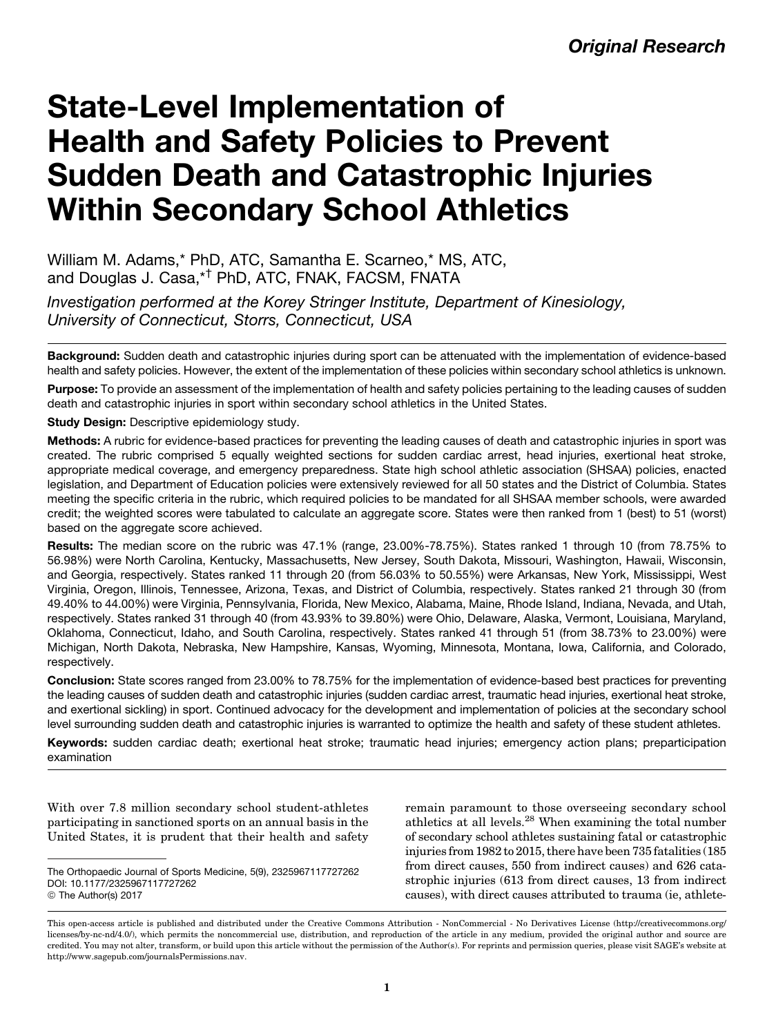*Original Research*

# State-Level Implementation of Health and Safety Policies to Prevent Sudden Death and Catastrophic Injuries Within Secondary School Athletics

William M. Adams,* PhD, ATC, Samantha E. Scarneo,* MS, ATC, and Douglas J. Casa,*[†] PhD, ATC, FNAK, FACSM, FNATA

*Investigation performed at the Korey Stringer Institute, Department of Kinesiology, University of Connecticut, Storrs, Connecticut, USA*

**Background:** Sudden death and catastrophic injuries during sport can be attenuated with the implementation of evidence-based health and safety policies. However, the extent of the implementation of these policies within secondary school athletics is unknown.

**Purpose:** To provide an assessment of the implementation of health and safety policies pertaining to the leading causes of sudden death and catastrophic injuries in sport within secondary school athletics in the United States.

**Study Design:** Descriptive epidemiology study.

**Methods:** A rubric for evidence-based practices for preventing the leading causes of death and catastrophic injuries in sport was created. The rubric comprised 5 equally weighted sections for sudden cardiac arrest, head injuries, exertional heat stroke, appropriate medical coverage, and emergency preparedness. State high school athletic association (SHSAA) policies, enacted legislation, and Department of Education policies were extensively reviewed for all 50 states and the District of Columbia. States meeting the specific criteria in the rubric, which required policies to be mandated for all SHSAA member schools, were awarded credit; the weighted scores were tabulated to calculate an aggregate score. States were then ranked from 1 (best) to 51 (worst) based on the aggregate score achieved.

**Results:** The median score on the rubric was 47.1% (range, 23.00%-78.75%). States ranked 1 through 10 (from 78.75% to 56.98%) were North Carolina, Kentucky, Massachusetts, New Jersey, South Dakota, Missouri, Washington, Hawaii, Wisconsin, and Georgia, respectively. States ranked 11 through 20 (from 56.03% to 50.55%) were Arkansas, New York, Mississippi, West Virginia, Oregon, Illinois, Tennessee, Arizona, Texas, and District of Columbia, respectively. States ranked 21 through 30 (from 49.40% to 44.00%) were Virginia, Pennsylvania, Florida, New Mexico, Alabama, Maine, Rhode Island, Indiana, Nevada, and Utah, respectively. States ranked 31 through 40 (from 43.93% to 39.80%) were Ohio, Delaware, Alaska, Vermont, Louisiana, Maryland, Oklahoma, Connecticut, Idaho, and South Carolina, respectively. States ranked 41 through 51 (from 38.73% to 23.00%) were Michigan, North Dakota, Nebraska, New Hampshire, Kansas, Wyoming, Minnesota, Montana, Iowa, California, and Colorado, respectively.

**Conclusion:** State scores ranged from 23.00% to 78.75% for the implementation of evidence-based best practices for preventing the leading causes of sudden death and catastrophic injuries (sudden cardiac arrest, traumatic head injuries, exertional heat stroke, and exertional sickling) in sport. Continued advocacy for the development and implementation of policies at the secondary school level surrounding sudden death and catastrophic injuries is warranted to optimize the health and safety of these student athletes.

**Keywords:** sudden cardiac death; exertional heat stroke; traumatic head injuries; emergency action plans; preparticipation examination

With over 7.8 million secondary school student-athletes participating in sanctioned sports on an annual basis in the United States, it is prudent that their health and safety remain paramount to those overseeing secondary school athletics at all levels.[28] When examining the total number of secondary school athletes sustaining fatal or catastrophic injuries from 1982 to 2015, there have been 735 fatalities (185 from direct causes, 550 from indirect causes) and 626 catastrophic injuries (613 from direct causes, 13 from indirect causes), with direct causes attributed to trauma (ie, athlete-

The Orthopaedic Journal of Sports Medicine, 5(9), 2325967117727262
DOI: 10.1177/2325967117727262
© The Author(s) 2017

This open-access article is published and distributed under the Creative Commons Attribution - NonCommercial - No Derivatives License (http://creativecommons.org/licenses/by-nc-nd/4.0/), which permits the noncommercial use, distribution, and reproduction of the article in any medium, provided the original author and source are credited. You may not alter, transform, or build upon this article without the permission of the Author(s). For reprints and permission queries, please visit SAGE's website at http://www.sagepub.com/journalsPermissions.nav.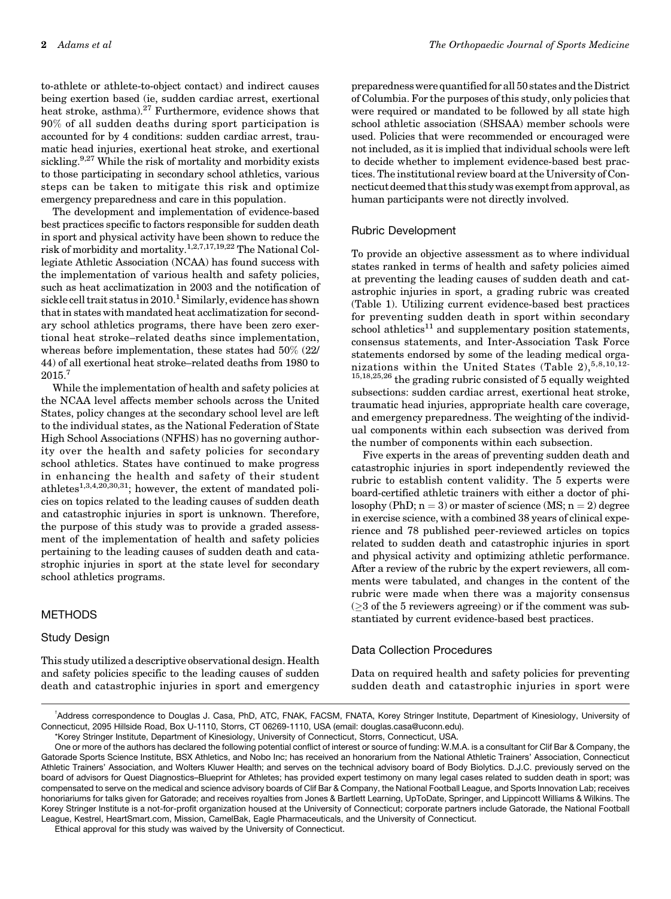to-athlete or athlete-to-object contact) and indirect causes being exertion based (ie, sudden cardiac arrest, exertional heat stroke, asthma).[27] Furthermore, evidence shows that 90% of all sudden deaths during sport participation is accounted for by 4 conditions: sudden cardiac arrest, traumatic head injuries, exertional heat stroke, and exertional sickling.[9,27] While the risk of mortality and morbidity exists to those participating in secondary school athletics, various steps can be taken to mitigate this risk and optimize emergency preparedness and care in this population.

The development and implementation of evidence-based best practices specific to factors responsible for sudden death in sport and physical activity have been shown to reduce the risk of morbidity and mortality.[1,2,7,17,19,22] The National Collegiate Athletic Association (NCAA) has found success with the implementation of various health and safety policies, such as heat acclimatization in 2003 and the notification of sickle cell trait status in 2010.[1] Similarly, evidence has shown that in states with mandated heat acclimatization for secondary school athletics programs, there have been zero exertional heat stroke–related deaths since implementation, whereas before implementation, these states had 50% (22/44) of all exertional heat stroke–related deaths from 1980 to 2015.[7]

While the implementation of health and safety policies at the NCAA level affects member schools across the United States, policy changes at the secondary school level are left to the individual states, as the National Federation of State High School Associations (NFHS) has no governing authority over the health and safety policies for secondary school athletics. States have continued to make progress in enhancing the health and safety of their student athletes[1,3,4,20,30,31]; however, the extent of mandated policies on topics related to the leading causes of sudden death and catastrophic injuries in sport is unknown. Therefore, the purpose of this study was to provide a graded assessment of the implementation of health and safety policies pertaining to the leading causes of sudden death and catastrophic injuries in sport at the state level for secondary school athletics programs.

## METHODS

### Study Design

This study utilized a descriptive observational design. Health and safety policies specific to the leading causes of sudden death and catastrophic injuries in sport and emergency preparedness were quantified for all 50 states and the District of Columbia. For the purposes of this study, only policies that were required or mandated to be followed by all state high school athletic association (SHSAA) member schools were used. Policies that were recommended or encouraged were not included, as it is implied that individual schools were left to decide whether to implement evidence-based best practices. The institutional review board at the University of Connecticut deemed that this study was exempt from approval, as human participants were not directly involved.

### Rubric Development

To provide an objective assessment as to where individual states ranked in terms of health and safety policies aimed at preventing the leading causes of sudden death and catastrophic injuries in sport, a grading rubric was created (Table 1). Utilizing current evidence-based best practices for preventing sudden death in sport within secondary school athletics[11] and supplementary position statements, consensus statements, and Inter-Association Task Force statements endorsed by some of the leading medical organizations within the United States (Table 2),[5,8,10,12-15,18,25,26] the grading rubric consisted of 5 equally weighted subsections: sudden cardiac arrest, exertional heat stroke, traumatic head injuries, appropriate health care coverage, and emergency preparedness. The weighting of the individual components within each subsection was derived from the number of components within each subsection.

Five experts in the areas of preventing sudden death and catastrophic injuries in sport independently reviewed the rubric to establish content validity. The 5 experts were board-certified athletic trainers with either a doctor of philosophy (PhD; n = 3) or master of science (MS; n = 2) degree in exercise science, with a combined 38 years of clinical experience and 78 published peer-reviewed articles on topics related to sudden death and catastrophic injuries in sport and physical activity and optimizing athletic performance. After a review of the rubric by the expert reviewers, all comments were tabulated, and changes in the content of the rubric were made when there was a majority consensus (≥3 of the 5 reviewers agreeing) or if the comment was substantiated by current evidence-based best practices.

### Data Collection Procedures

Data on required health and safety policies for preventing sudden death and catastrophic injuries in sport were

---

[†]Address correspondence to Douglas J. Casa, PhD, ATC, FNAK, FACSM, FNATA, Korey Stringer Institute, Department of Kinesiology, University of Connecticut, 2095 Hillside Road, Box U-1110, Storrs, CT 06269-1110, USA (email: douglas.casa@uconn.edu).

*Korey Stringer Institute, Department of Kinesiology, University of Connecticut, Storrs, Connecticut, USA.

One or more of the authors has declared the following potential conflict of interest or source of funding: W.M.A. is a consultant for Clif Bar & Company, the Gatorade Sports Science Institute, BSX Athletics, and Nobo Inc; has received an honorarium from the National Athletic Trainers' Association, Connecticut Athletic Trainers' Association, and Wolters Kluwer Health; and serves on the technical advisory board of Body Biolytics. D.J.C. previously served on the board of advisors for Quest Diagnostics–Blueprint for Athletes; has provided expert testimony on many legal cases related to sudden death in sport; was compensated to serve on the medical and science advisory boards of Clif Bar & Company, the National Football League, and Sports Innovation Lab; receives honorariums for talks given for Gatorade; and receives royalties from Jones & Bartlett Learning, UpToDate, Springer, and Lippincott Williams & Wilkins. The Korey Stringer Institute is a not-for-profit organization housed at the University of Connecticut; corporate partners include Gatorade, the National Football League, Kestrel, HeartSmart.com, Mission, CamelBak, Eagle Pharmaceuticals, and the University of Connecticut.

Ethical approval for this study was waived by the University of Connecticut.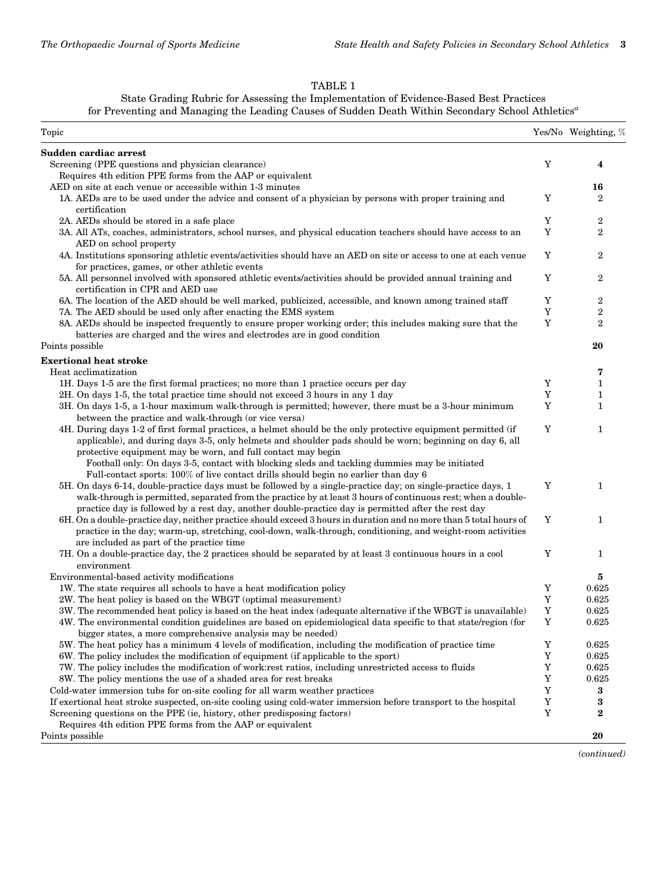TABLE 1

State Grading Rubric for Assessing the Implementation of Evidence-Based Best Practices for Preventing and Managing the Leading Causes of Sudden Death Within Secondary School Athletics[a]

| Topic | Yes/No | Weighting, % |
|---|---|---|
| **Sudden cardiac arrest** | | |
| Screening (PPE questions and physician clearance) Requires 4th edition PPE forms from the AAP or equivalent | Y | **4** |
| AED on site at each venue or accessible within 1-3 minutes | | **16** |
| 1A. AEDs are to be used under the advice and consent of a physician by persons with proper training and certification | Y | 2 |
| 2A. AEDs should be stored in a safe place | Y | 2 |
| 3A. All ATs, coaches, administrators, school nurses, and physical education teachers should have access to an AED on school property | Y | 2 |
| 4A. Institutions sponsoring athletic events/activities should have an AED on site or access to one at each venue for practices, games, or other athletic events | Y | 2 |
| 5A. All personnel involved with sponsored athletic events/activities should be provided annual training and certification in CPR and AED use | Y | 2 |
| 6A. The location of the AED should be well marked, publicized, accessible, and known among trained staff | Y | 2 |
| 7A. The AED should be used only after enacting the EMS system | Y | 2 |
| 8A. AEDs should be inspected frequently to ensure proper working order; this includes making sure that the batteries are charged and the wires and electrodes are in good condition | Y | 2 |
| Points possible | | **20** |
| **Exertional heat stroke** | | |
| Heat acclimatization | | **7** |
| 1H. Days 1-5 are the first formal practices; no more than 1 practice occurs per day | Y | 1 |
| 2H. On days 1-5, the total practice time should not exceed 3 hours in any 1 day | Y | 1 |
| 3H. On days 1-5, a 1-hour maximum walk-through is permitted; however, there must be a 3-hour minimum between the practice and walk-through (or vice versa) | Y | 1 |
| 4H. During days 1-2 of first formal practices, a helmet should be the only protective equipment permitted (if applicable), and during days 3-5, only helmets and shoulder pads should be worn; beginning on day 6, all protective equipment may be worn, and full contact may begin. Football only: On days 3-5, contact with blocking sleds and tackling dummies may be initiated. Full-contact sports: 100% of live contact drills should begin no earlier than day 6 | Y | 1 |
| 5H. On days 6-14, double-practice days must be followed by a single-practice day; on single-practice days, 1 walk-through is permitted, separated from the practice by at least 3 hours of continuous rest; when a double-practice day is followed by a rest day, another double-practice day is permitted after the rest day | Y | 1 |
| 6H. On a double-practice day, neither practice should exceed 3 hours in duration and no more than 5 total hours of practice in the day; warm-up, stretching, cool-down, walk-through, conditioning, and weight-room activities are included as part of the practice time | Y | 1 |
| 7H. On a double-practice day, the 2 practices should be separated by at least 3 continuous hours in a cool environment | Y | 1 |
| Environmental-based activity modifications | | **5** |
| 1W. The state requires all schools to have a heat modification policy | Y | 0.625 |
| 2W. The heat policy is based on the WBGT (optimal measurement) | Y | 0.625 |
| 3W. The recommended heat policy is based on the heat index (adequate alternative if the WBGT is unavailable) | Y | 0.625 |
| 4W. The environmental condition guidelines are based on epidemiological data specific to that state/region (for bigger states, a more comprehensive analysis may be needed) | Y | 0.625 |
| 5W. The heat policy has a minimum 4 levels of modification, including the modification of practice time | Y | 0.625 |
| 6W. The policy includes the modification of equipment (if applicable to the sport) | Y | 0.625 |
| 7W. The policy includes the modification of work:rest ratios, including unrestricted access to fluids | Y | 0.625 |
| 8W. The policy mentions the use of a shaded area for rest breaks | Y | 0.625 |
| Cold-water immersion tubs for on-site cooling for all warm weather practices | Y | **3** |
| If exertional heat stroke suspected, on-site cooling using cold-water immersion before transport to the hospital | Y | **3** |
| Screening questions on the PPE (ie, history, other predisposing factors) Requires 4th edition PPE forms from the AAP or equivalent | Y | **2** |
| Points possible | | **20** |

*(continued)*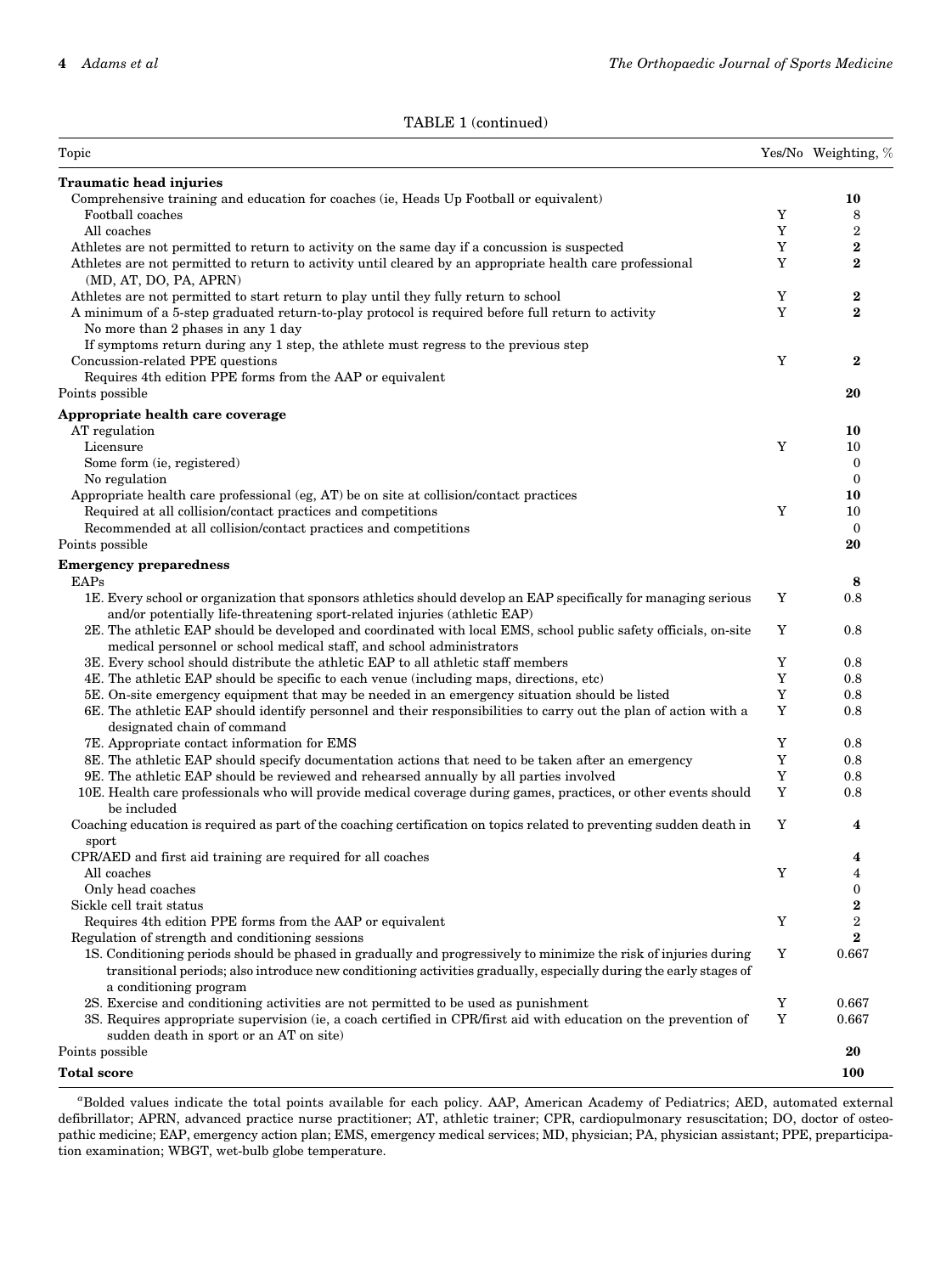TABLE 1 (continued)

| Topic | Yes/No | Weighting, % |
|---|---|---|
| **Traumatic head injuries** | | |
| Comprehensive training and education for coaches (ie, Heads Up Football or equivalent) | | **10** |
| Football coaches | Y | 8 |
| All coaches | Y | 2 |
| Athletes are not permitted to return to activity on the same day if a concussion is suspected | Y | **2** |
| Athletes are not permitted to return to activity until cleared by an appropriate health care professional (MD, AT, DO, PA, APRN) | Y | **2** |
| Athletes are not permitted to start return to play until they fully return to school | Y | **2** |
| A minimum of a 5-step graduated return-to-play protocol is required before full return to activity | Y | **2** |
| No more than 2 phases in any 1 day | | |
| If symptoms return during any 1 step, the athlete must regress to the previous step | | |
| Concussion-related PPE questions | Y | **2** |
| Requires 4th edition PPE forms from the AAP or equivalent | | |
| Points possible | | **20** |
| **Appropriate health care coverage** | | |
| AT regulation | | **10** |
| Licensure | Y | 10 |
| Some form (ie, registered) | | 0 |
| No regulation | | 0 |
| Appropriate health care professional (eg, AT) be on site at collision/contact practices | | **10** |
| Required at all collision/contact practices and competitions | Y | 10 |
| Recommended at all collision/contact practices and competitions | | 0 |
| Points possible | | **20** |
| **Emergency preparedness** | | |
| EAPs | | **8** |
| 1E. Every school or organization that sponsors athletics should develop an EAP specifically for managing serious and/or potentially life-threatening sport-related injuries (athletic EAP) | Y | 0.8 |
| 2E. The athletic EAP should be developed and coordinated with local EMS, school public safety officials, on-site medical personnel or school medical staff, and school administrators | Y | 0.8 |
| 3E. Every school should distribute the athletic EAP to all athletic staff members | Y | 0.8 |
| 4E. The athletic EAP should be specific to each venue (including maps, directions, etc) | Y | 0.8 |
| 5E. On-site emergency equipment that may be needed in an emergency situation should be listed | Y | 0.8 |
| 6E. The athletic EAP should identify personnel and their responsibilities to carry out the plan of action with a designated chain of command | Y | 0.8 |
| 7E. Appropriate contact information for EMS | Y | 0.8 |
| 8E. The athletic EAP should specify documentation actions that need to be taken after an emergency | Y | 0.8 |
| 9E. The athletic EAP should be reviewed and rehearsed annually by all parties involved | Y | 0.8 |
| 10E. Health care professionals who will provide medical coverage during games, practices, or other events should be included | Y | 0.8 |
| Coaching education is required as part of the coaching certification on topics related to preventing sudden death in sport | Y | **4** |
| CPR/AED and first aid training are required for all coaches | | **4** |
| All coaches | Y | 4 |
| Only head coaches | | 0 |
| Sickle cell trait status | | **2** |
| Requires 4th edition PPE forms from the AAP or equivalent | Y | 2 |
| Regulation of strength and conditioning sessions | | **2** |
| 1S. Conditioning periods should be phased in gradually and progressively to minimize the risk of injuries during transitional periods; also introduce new conditioning activities gradually, especially during the early stages of a conditioning program | Y | 0.667 |
| 2S. Exercise and conditioning activities are not permitted to be used as punishment | Y | 0.667 |
| 3S. Requires appropriate supervision (ie, a coach certified in CPR/first aid with education on the prevention of sudden death in sport or an AT on site) | Y | 0.667 |
| Points possible | | **20** |
| **Total score** | | **100** |

[a]Bolded values indicate the total points available for each policy. AAP, American Academy of Pediatrics; AED, automated external defibrillator; APRN, advanced practice nurse practitioner; AT, athletic trainer; CPR, cardiopulmonary resuscitation; DO, doctor of osteopathic medicine; EAP, emergency action plan; EMS, emergency medical services; MD, physician; PA, physician assistant; PPE, preparticipation examination; WBGT, wet-bulb globe temperature.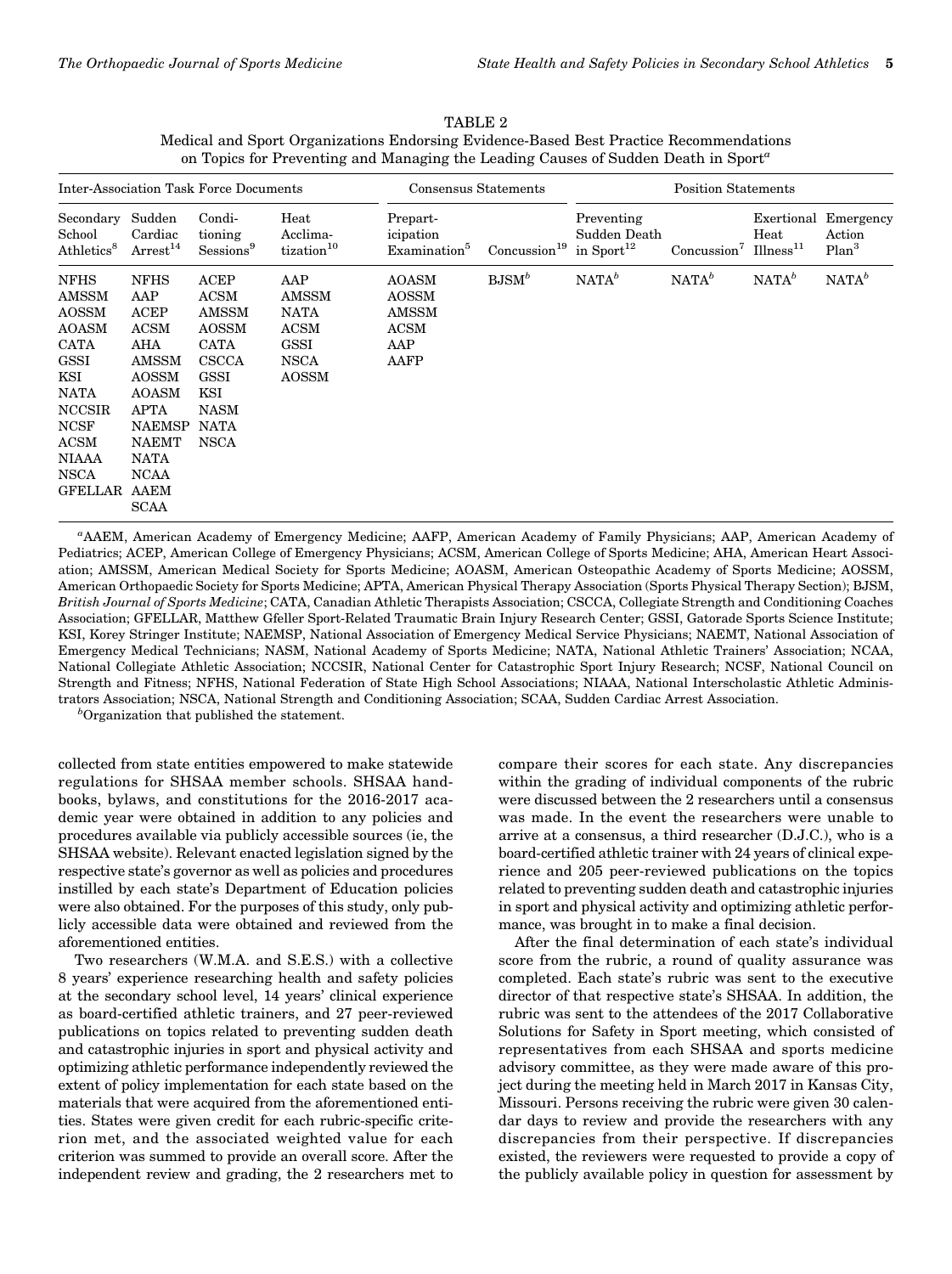TABLE 2
Medical and Sport Organizations Endorsing Evidence-Based Best Practice Recommendations on Topics for Preventing and Managing the Leading Causes of Sudden Death in Sport[a]

| Inter-Association Task Force Documents | | | | Consensus Statements | | Position Statements | | | |
|---|---|---|---|---|---|---|---|---|---|
| Secondary School Athletics[8] | Sudden Cardiac Arrest[14] | Conditioning Sessions[9] | Heat Acclimatization[10] | Preparticipation Examination[5] | Concussion[19] | Preventing Sudden Death in Sport[12] | Concussion[7] | Exertional Heat Illness[11] | Emergency Action Plan[3] |
| NFHS | NFHS | ACEP | AAP | AOASM | BJSM[b] | NATA[b] | NATA[b] | NATA[b] | NATA[b] |
| AMSSM | AAP | ACSM | AMSSM | AOSSM | | | | | |
| AOSSM | ACEP | AMSSM | NATA | AMSSM | | | | | |
| AOASM | ACSM | AOSSM | ACSM | ACSM | | | | | |
| CATA | AHA | CATA | GSSI | AAP | | | | | |
| GSSI | AMSSM | CSCCA | NSCA | AAFP | | | | | |
| KSI | AOSSM | GSSI | AOSSM | | | | | | |
| NATA | AOASM | KSI | | | | | | | |
| NCCSIR | APTA | NASM | | | | | | | |
| NCSF | NAEMSP | NATA | | | | | | | |
| ACSM | NAEMT | NSCA | | | | | | | |
| NIAAA | NATA | | | | | | | | |
| NSCA | NCAA | | | | | | | | |
| GFELLAR | AAEM | | | | | | | | |
| | SCAA | | | | | | | | |

[a]AAEM, American Academy of Emergency Medicine; AAFP, American Academy of Family Physicians; AAP, American Academy of Pediatrics; ACEP, American College of Emergency Physicians; ACSM, American College of Sports Medicine; AHA, American Heart Association; AMSSM, American Medical Society for Sports Medicine; AOASM, American Osteopathic Academy of Sports Medicine; AOSSM, American Orthopaedic Society for Sports Medicine; APTA, American Physical Therapy Association (Sports Physical Therapy Section); BJSM, *British Journal of Sports Medicine*; CATA, Canadian Athletic Therapists Association; CSCCA, Collegiate Strength and Conditioning Coaches Association; GFELLAR, Matthew Gfeller Sport-Related Traumatic Brain Injury Research Center; GSSI, Gatorade Sports Science Institute; KSI, Korey Stringer Institute; NAEMSP, National Association of Emergency Medical Service Physicians; NAEMT, National Association of Emergency Medical Technicians; NASM, National Academy of Sports Medicine; NATA, National Athletic Trainers' Association; NCAA, National Collegiate Athletic Association; NCCSIR, National Center for Catastrophic Sport Injury Research; NCSF, National Council on Strength and Fitness; NFHS, National Federation of State High School Associations; NIAAA, National Interscholastic Athletic Administrators Association; NSCA, National Strength and Conditioning Association; SCAA, Sudden Cardiac Arrest Association.

[b]Organization that published the statement.

collected from state entities empowered to make statewide regulations for SHSAA member schools. SHSAA handbooks, bylaws, and constitutions for the 2016-2017 academic year were obtained in addition to any policies and procedures available via publicly accessible sources (ie, the SHSAA website). Relevant enacted legislation signed by the respective state's governor as well as policies and procedures instilled by each state's Department of Education policies were also obtained. For the purposes of this study, only publicly accessible data were obtained and reviewed from the aforementioned entities.

Two researchers (W.M.A. and S.E.S.) with a collective 8 years' experience researching health and safety policies at the secondary school level, 14 years' clinical experience as board-certified athletic trainers, and 27 peer-reviewed publications on topics related to preventing sudden death and catastrophic injuries in sport and physical activity and optimizing athletic performance independently reviewed the extent of policy implementation for each state based on the materials that were acquired from the aforementioned entities. States were given credit for each rubric-specific criterion met, and the associated weighted value for each criterion was summed to provide an overall score. After the independent review and grading, the 2 researchers met to compare their scores for each state. Any discrepancies within the grading of individual components of the rubric were discussed between the 2 researchers until a consensus was made. In the event the researchers were unable to arrive at a consensus, a third researcher (D.J.C.), who is a board-certified athletic trainer with 24 years of clinical experience and 205 peer-reviewed publications on the topics related to preventing sudden death and catastrophic injuries in sport and physical activity and optimizing athletic performance, was brought in to make a final decision.

After the final determination of each state's individual score from the rubric, a round of quality assurance was completed. Each state's rubric was sent to the executive director of that respective state's SHSAA. In addition, the rubric was sent to the attendees of the 2017 Collaborative Solutions for Safety in Sport meeting, which consisted of representatives from each SHSAA and sports medicine advisory committee, as they were made aware of this project during the meeting held in March 2017 in Kansas City, Missouri. Persons receiving the rubric were given 30 calendar days to review and provide the researchers with any discrepancies from their perspective. If discrepancies existed, the reviewers were requested to provide a copy of the publicly available policy in question for assessment by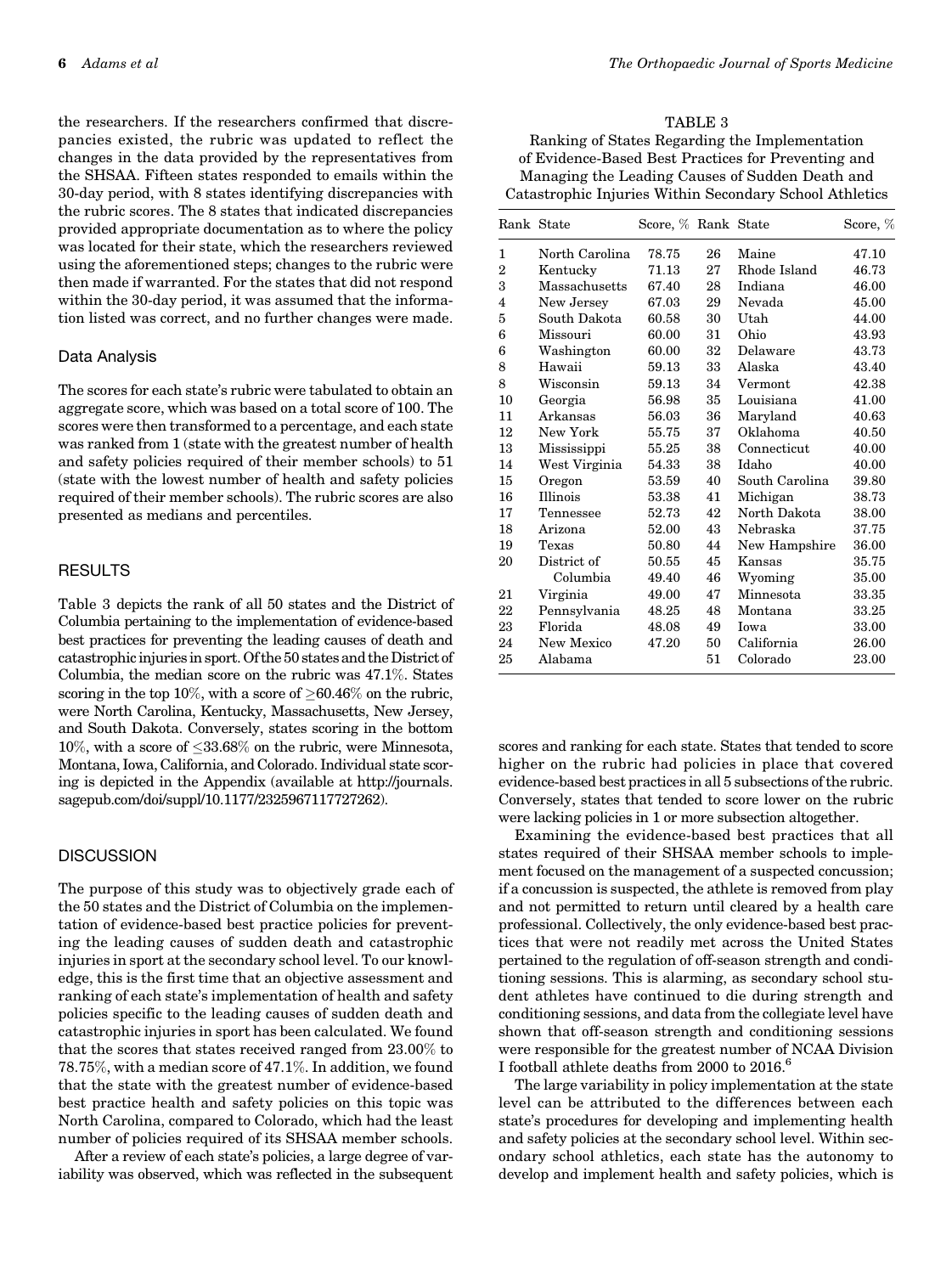the researchers. If the researchers confirmed that discrepancies existed, the rubric was updated to reflect the changes in the data provided by the representatives from the SHSAA. Fifteen states responded to emails within the 30-day period, with 8 states identifying discrepancies with the rubric scores. The 8 states that indicated discrepancies provided appropriate documentation as to where the policy was located for their state, which the researchers reviewed using the aforementioned steps; changes to the rubric were then made if warranted. For the states that did not respond within the 30-day period, it was assumed that the information listed was correct, and no further changes were made.

### Data Analysis

The scores for each state's rubric were tabulated to obtain an aggregate score, which was based on a total score of 100. The scores were then transformed to a percentage, and each state was ranked from 1 (state with the greatest number of health and safety policies required of their member schools) to 51 (state with the lowest number of health and safety policies required of their member schools). The rubric scores are also presented as medians and percentiles.

## RESULTS

Table 3 depicts the rank of all 50 states and the District of Columbia pertaining to the implementation of evidence-based best practices for preventing the leading causes of death and catastrophic injuries in sport. Of the 50 states and the District of Columbia, the median score on the rubric was 47.1%. States scoring in the top 10%, with a score of ≥60.46% on the rubric, were North Carolina, Kentucky, Massachusetts, New Jersey, and South Dakota. Conversely, states scoring in the bottom 10%, with a score of ≤33.68% on the rubric, were Minnesota, Montana, Iowa, California, and Colorado. Individual state scoring is depicted in the Appendix (available at http://journals.sagepub.com/doi/suppl/10.1177/2325967117727262).

## DISCUSSION

The purpose of this study was to objectively grade each of the 50 states and the District of Columbia on the implementation of evidence-based best practice policies for preventing the leading causes of sudden death and catastrophic injuries in sport at the secondary school level. To our knowledge, this is the first time that an objective assessment and ranking of each state's implementation of health and safety policies specific to the leading causes of sudden death and catastrophic injuries in sport has been calculated. We found that the scores that states received ranged from 23.00% to 78.75%, with a median score of 47.1%. In addition, we found that the state with the greatest number of evidence-based best practice health and safety policies on this topic was North Carolina, compared to Colorado, which had the least number of policies required of its SHSAA member schools.

After a review of each state's policies, a large degree of variability was observed, which was reflected in the subsequent scores and ranking for each state. States that tended to score higher on the rubric had policies in place that covered evidence-based best practices in all 5 subsections of the rubric. Conversely, states that tended to score lower on the rubric were lacking policies in 1 or more subsection altogether.

TABLE 3

Ranking of States Regarding the Implementation of Evidence-Based Best Practices for Preventing and Managing the Leading Causes of Sudden Death and Catastrophic Injuries Within Secondary School Athletics

| Rank | State | Score, % | Rank | State | Score, % |
|---|---|---|---|---|---|
| 1 | North Carolina | 78.75 | 26 | Maine | 47.10 |
| 2 | Kentucky | 71.13 | 27 | Rhode Island | 46.73 |
| 3 | Massachusetts | 67.40 | 28 | Indiana | 46.00 |
| 4 | New Jersey | 67.03 | 29 | Nevada | 45.00 |
| 5 | South Dakota | 60.58 | 30 | Utah | 44.00 |
| 6 | Missouri | 60.00 | 31 | Ohio | 43.93 |
| 6 | Washington | 60.00 | 32 | Delaware | 43.73 |
| 8 | Hawaii | 59.13 | 33 | Alaska | 43.40 |
| 8 | Wisconsin | 59.13 | 34 | Vermont | 42.38 |
| 10 | Georgia | 56.98 | 35 | Louisiana | 41.00 |
| 11 | Arkansas | 56.03 | 36 | Maryland | 40.63 |
| 12 | New York | 55.75 | 37 | Oklahoma | 40.50 |
| 13 | Mississippi | 55.25 | 38 | Connecticut | 40.00 |
| 14 | West Virginia | 54.33 | 38 | Idaho | 40.00 |
| 15 | Oregon | 53.59 | 40 | South Carolina | 39.80 |
| 16 | Illinois | 53.38 | 41 | Michigan | 38.73 |
| 17 | Tennessee | 52.73 | 42 | North Dakota | 38.00 |
| 18 | Arizona | 52.00 | 43 | Nebraska | 37.75 |
| 19 | Texas | 50.80 | 44 | New Hampshire | 36.00 |
| 20 | District of Columbia | 50.55 | 45 | Kansas | 35.75 |
| 21 | Virginia | 49.40 | 46 | Wyoming | 35.00 |
| 22 | Pennsylvania | 49.00 | 47 | Minnesota | 33.35 |
| 23 | Florida | 48.25 | 48 | Montana | 33.25 |
| 24 | New Mexico | 48.08 | 49 | Iowa | 33.00 |
| 25 | Alabama | 47.20 | 50 | California | 26.00 |
| | | | 51 | Colorado | 23.00 |

Examining the evidence-based best practices that all states required of their SHSAA member schools to implement focused on the management of a suspected concussion; if a concussion is suspected, the athlete is removed from play and not permitted to return until cleared by a health care professional. Collectively, the only evidence-based best practices that were not readily met across the United States pertained to the regulation of off-season strength and conditioning sessions. This is alarming, as secondary school student athletes have continued to die during strength and conditioning sessions, and data from the collegiate level have shown that off-season strength and conditioning sessions were responsible for the greatest number of NCAA Division I football athlete deaths from 2000 to 2016.[6]

The large variability in policy implementation at the state level can be attributed to the differences between each state's procedures for developing and implementing health and safety policies at the secondary school level. Within secondary school athletics, each state has the autonomy to develop and implement health and safety policies, which is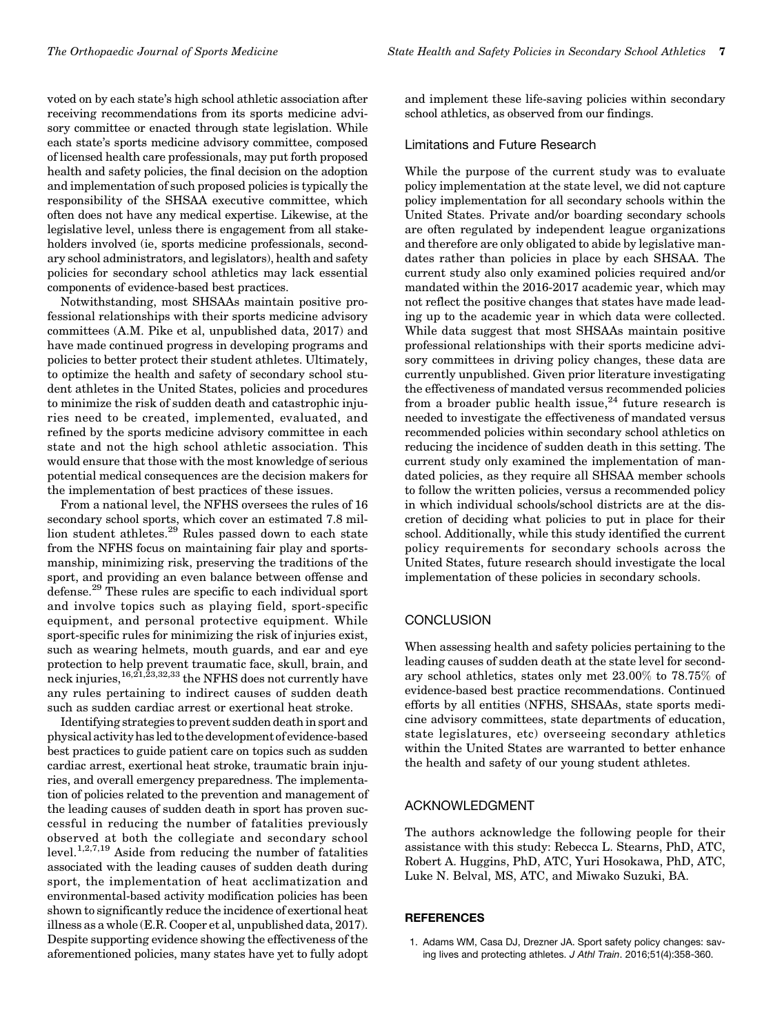voted on by each state's high school athletic association after receiving recommendations from its sports medicine advisory committee or enacted through state legislation. While each state's sports medicine advisory committee, composed of licensed health care professionals, may put forth proposed health and safety policies, the final decision on the adoption and implementation of such proposed policies is typically the responsibility of the SHSAA executive committee, which often does not have any medical expertise. Likewise, at the legislative level, unless there is engagement from all stakeholders involved (ie, sports medicine professionals, secondary school administrators, and legislators), health and safety policies for secondary school athletics may lack essential components of evidence-based best practices.

Notwithstanding, most SHSAAs maintain positive professional relationships with their sports medicine advisory committees (A.M. Pike et al, unpublished data, 2017) and have made continued progress in developing programs and policies to better protect their student athletes. Ultimately, to optimize the health and safety of secondary school student athletes in the United States, policies and procedures to minimize the risk of sudden death and catastrophic injuries need to be created, implemented, evaluated, and refined by the sports medicine advisory committee in each state and not the high school athletic association. This would ensure that those with the most knowledge of serious potential medical consequences are the decision makers for the implementation of best practices of these issues.

From a national level, the NFHS oversees the rules of 16 secondary school sports, which cover an estimated 7.8 million student athletes.[29] Rules passed down to each state from the NFHS focus on maintaining fair play and sportsmanship, minimizing risk, preserving the traditions of the sport, and providing an even balance between offense and defense.[29] These rules are specific to each individual sport and involve topics such as playing field, sport-specific equipment, and personal protective equipment. While sport-specific rules for minimizing the risk of injuries exist, such as wearing helmets, mouth guards, and ear and eye protection to help prevent traumatic face, skull, brain, and neck injuries,[16,21,23,32,33] the NFHS does not currently have any rules pertaining to indirect causes of sudden death such as sudden cardiac arrest or exertional heat stroke.

Identifying strategies to prevent sudden death in sport and physical activity has led to the development of evidence-based best practices to guide patient care on topics such as sudden cardiac arrest, exertional heat stroke, traumatic brain injuries, and overall emergency preparedness. The implementation of policies related to the prevention and management of the leading causes of sudden death in sport has proven successful in reducing the number of fatalities previously observed at both the collegiate and secondary school level.[1,2,7,19] Aside from reducing the number of fatalities associated with the leading causes of sudden death during sport, the implementation of heat acclimatization and environmental-based activity modification policies has been shown to significantly reduce the incidence of exertional heat illness as a whole (E.R. Cooper et al, unpublished data, 2017). Despite supporting evidence showing the effectiveness of the aforementioned policies, many states have yet to fully adopt and implement these life-saving policies within secondary school athletics, as observed from our findings.

### Limitations and Future Research

While the purpose of the current study was to evaluate policy implementation at the state level, we did not capture policy implementation for all secondary schools within the United States. Private and/or boarding secondary schools are often regulated by independent league organizations and therefore are only obligated to abide by legislative mandates rather than policies in place by each SHSAA. The current study also only examined policies required and/or mandated within the 2016-2017 academic year, which may not reflect the positive changes that states have made leading up to the academic year in which data were collected. While data suggest that most SHSAAs maintain positive professional relationships with their sports medicine advisory committees in driving policy changes, these data are currently unpublished. Given prior literature investigating the effectiveness of mandated versus recommended policies from a broader public health issue,[24] future research is needed to investigate the effectiveness of mandated versus recommended policies within secondary school athletics on reducing the incidence of sudden death in this setting. The current study only examined the implementation of mandated policies, as they require all SHSAA member schools to follow the written policies, versus a recommended policy in which individual schools/school districts are at the discretion of deciding what policies to put in place for their school. Additionally, while this study identified the current policy requirements for secondary schools across the United States, future research should investigate the local implementation of these policies in secondary schools.

## CONCLUSION

When assessing health and safety policies pertaining to the leading causes of sudden death at the state level for secondary school athletics, states only met 23.00% to 78.75% of evidence-based best practice recommendations. Continued efforts by all entities (NFHS, SHSAAs, state sports medicine advisory committees, state departments of education, state legislatures, etc) overseeing secondary athletics within the United States are warranted to better enhance the health and safety of our young student athletes.

## ACKNOWLEDGMENT

The authors acknowledge the following people for their assistance with this study: Rebecca L. Stearns, PhD, ATC, Robert A. Huggins, PhD, ATC, Yuri Hosokawa, PhD, ATC, Luke N. Belval, MS, ATC, and Miwako Suzuki, BA.

## REFERENCES

1. Adams WM, Casa DJ, Drezner JA. Sport safety policy changes: saving lives and protecting athletes. *J Athl Train*. 2016;51(4):358-360.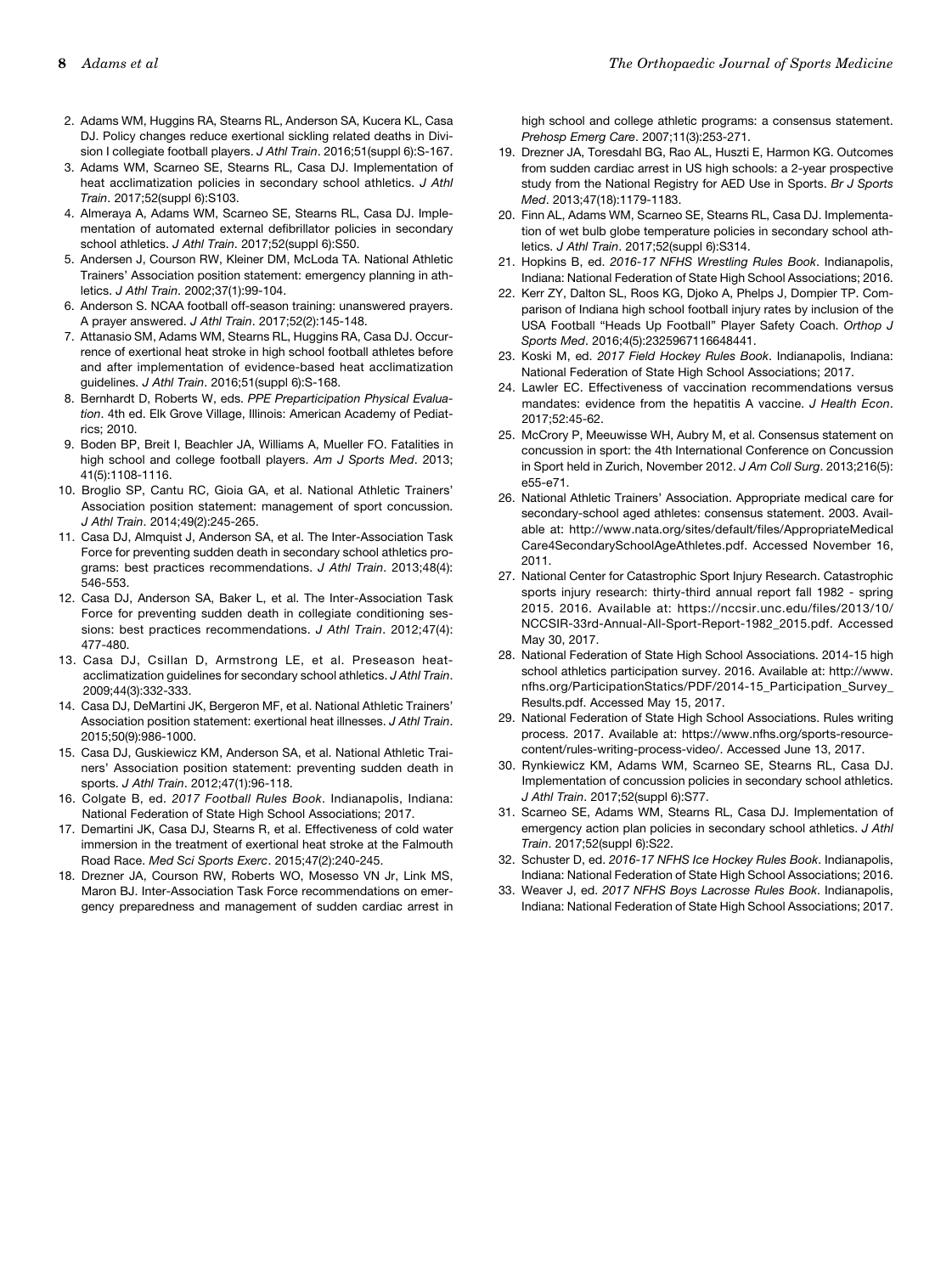2. Adams WM, Huggins RA, Stearns RL, Anderson SA, Kucera KL, Casa DJ. Policy changes reduce exertional sickling related deaths in Division I collegiate football players. *J Athl Train*. 2016;51(suppl 6):S-167.
3. Adams WM, Scarneo SE, Stearns RL, Casa DJ. Implementation of heat acclimatization policies in secondary school athletics. *J Athl Train*. 2017;52(suppl 6):S103.
4. Almeraya A, Adams WM, Scarneo SE, Stearns RL, Casa DJ. Implementation of automated external defibrillator policies in secondary school athletics. *J Athl Train*. 2017;52(suppl 6):S50.
5. Andersen J, Courson RW, Kleiner DM, McLoda TA. National Athletic Trainers' Association position statement: emergency planning in athletics. *J Athl Train*. 2002;37(1):99-104.
6. Anderson S. NCAA football off-season training: unanswered prayers. A prayer answered. *J Athl Train*. 2017;52(2):145-148.
7. Attanasio SM, Adams WM, Stearns RL, Huggins RA, Casa DJ. Occurrence of exertional heat stroke in high school football athletes before and after implementation of evidence-based heat acclimatization guidelines. *J Athl Train*. 2016;51(suppl 6):S-168.
8. Bernhardt D, Roberts W, eds. *PPE Preparticipation Physical Evaluation*. 4th ed. Elk Grove Village, Illinois: American Academy of Pediatrics; 2010.
9. Boden BP, Breit I, Beachler JA, Williams A, Mueller FO. Fatalities in high school and college football players. *Am J Sports Med*. 2013; 41(5):1108-1116.
10. Broglio SP, Cantu RC, Gioia GA, et al. National Athletic Trainers' Association position statement: management of sport concussion. *J Athl Train*. 2014;49(2):245-265.
11. Casa DJ, Almquist J, Anderson SA, et al. The Inter-Association Task Force for preventing sudden death in secondary school athletics programs: best practices recommendations. *J Athl Train*. 2013;48(4): 546-553.
12. Casa DJ, Anderson SA, Baker L, et al. The Inter-Association Task Force for preventing sudden death in collegiate conditioning sessions: best practices recommendations. *J Athl Train*. 2012;47(4): 477-480.
13. Casa DJ, Csillan D, Armstrong LE, et al. Preseason heat-acclimatization guidelines for secondary school athletics. *J Athl Train*. 2009;44(3):332-333.
14. Casa DJ, DeMartini JK, Bergeron MF, et al. National Athletic Trainers' Association position statement: exertional heat illnesses. *J Athl Train*. 2015;50(9):986-1000.
15. Casa DJ, Guskiewicz KM, Anderson SA, et al. National Athletic Trainers' Association position statement: preventing sudden death in sports. *J Athl Train*. 2012;47(1):96-118.
16. Colgate B, ed. *2017 Football Rules Book*. Indianapolis, Indiana: National Federation of State High School Associations; 2017.
17. Demartini JK, Casa DJ, Stearns R, et al. Effectiveness of cold water immersion in the treatment of exertional heat stroke at the Falmouth Road Race. *Med Sci Sports Exerc*. 2015;47(2):240-245.
18. Drezner JA, Courson RW, Roberts WO, Mosesso VN Jr, Link MS, Maron BJ. Inter-Association Task Force recommendations on emergency preparedness and management of sudden cardiac arrest in high school and college athletic programs: a consensus statement. *Prehosp Emerg Care*. 2007;11(3):253-271.
19. Drezner JA, Toresdahl BG, Rao AL, Huszti E, Harmon KG. Outcomes from sudden cardiac arrest in US high schools: a 2-year prospective study from the National Registry for AED Use in Sports. *Br J Sports Med*. 2013;47(18):1179-1183.
20. Finn AL, Adams WM, Scarneo SE, Stearns RL, Casa DJ. Implementation of wet bulb globe temperature policies in secondary school athletics. *J Athl Train*. 2017;52(suppl 6):S314.
21. Hopkins B, ed. *2016-17 NFHS Wrestling Rules Book*. Indianapolis, Indiana: National Federation of State High School Associations; 2016.
22. Kerr ZY, Dalton SL, Roos KG, Djoko A, Phelps J, Dompier TP. Comparison of Indiana high school football injury rates by inclusion of the USA Football "Heads Up Football" Player Safety Coach. *Orthop J Sports Med*. 2016;4(5):2325967116648441.
23. Koski M, ed. *2017 Field Hockey Rules Book*. Indianapolis, Indiana: National Federation of State High School Associations; 2017.
24. Lawler EC. Effectiveness of vaccination recommendations versus mandates: evidence from the hepatitis A vaccine. *J Health Econ*. 2017;52:45-62.
25. McCrory P, Meeuwisse WH, Aubry M, et al. Consensus statement on concussion in sport: the 4th International Conference on Concussion in Sport held in Zurich, November 2012. *J Am Coll Surg*. 2013;216(5): e55-e71.
26. National Athletic Trainers' Association. Appropriate medical care for secondary-school aged athletes: consensus statement. 2003. Available at: http://www.nata.org/sites/default/files/AppropriateMedicalCare4SecondarySchoolAgeAthletes.pdf. Accessed November 16, 2011.
27. National Center for Catastrophic Sport Injury Research. Catastrophic sports injury research: thirty-third annual report fall 1982 - spring 2015. 2016. Available at: https://nccsir.unc.edu/files/2013/10/NCCSIR-33rd-Annual-All-Sport-Report-1982_2015.pdf. Accessed May 30, 2017.
28. National Federation of State High School Associations. 2014-15 high school athletics participation survey. 2016. Available at: http://www.nfhs.org/ParticipationStatics/PDF/2014-15_Participation_Survey_Results.pdf. Accessed May 15, 2017.
29. National Federation of State High School Associations. Rules writing process. 2017. Available at: https://www.nfhs.org/sports-resource-content/rules-writing-process-video/. Accessed June 13, 2017.
30. Rynkiewicz KM, Adams WM, Scarneo SE, Stearns RL, Casa DJ. Implementation of concussion policies in secondary school athletics. *J Athl Train*. 2017;52(suppl 6):S77.
31. Scarneo SE, Adams WM, Stearns RL, Casa DJ. Implementation of emergency action plan policies in secondary school athletics. *J Athl Train*. 2017;52(suppl 6):S22.
32. Schuster D, ed. *2016-17 NFHS Ice Hockey Rules Book*. Indianapolis, Indiana: National Federation of State High School Associations; 2016.
33. Weaver J, ed. *2017 NFHS Boys Lacrosse Rules Book*. Indianapolis, Indiana: National Federation of State High School Associations; 2017.